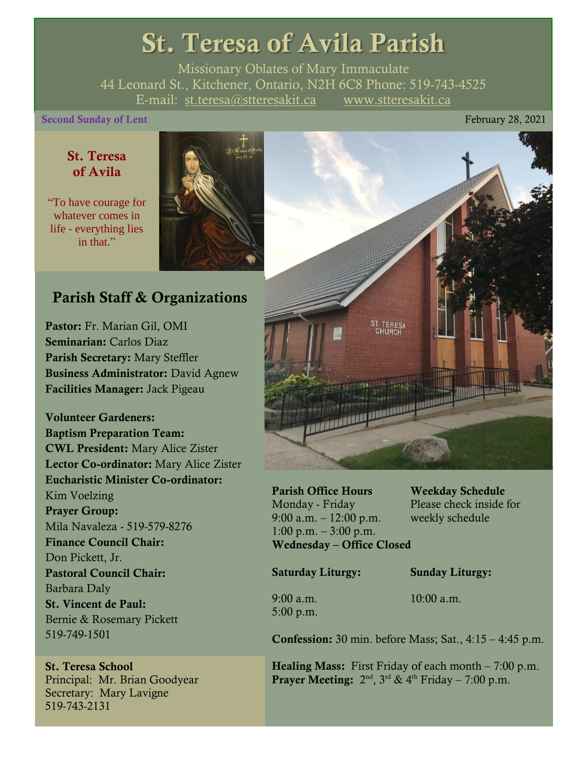# St. Teresa of Avila Parish

Missionary Oblates of Mary Immaculate
44 Leonard St., Kitchener, Ontario, N2H 6C8 Phone: 519-743-4525
E-mail: st.teresa@stteresakit.ca www.stteresakit.ca

**Second Sunday of Lent** February 28, 2021

### St. Teresa of Avila

"To have courage for whatever comes in life - everything lies in that."

## Parish Staff & Organizations

**Pastor:** Fr. Marian Gil, OMI
**Seminarian:** Carlos Diaz
**Parish Secretary:** Mary Steffler
**Business Administrator:** David Agnew
**Facilities Manager:** Jack Pigeau

**Volunteer Gardeners:**
**Baptism Preparation Team:**
**CWL President:** Mary Alice Zister
**Lector Co-ordinator:** Mary Alice Zister
**Eucharistic Minister Co-ordinator:** Kim Voelzing
**Prayer Group:** Mila Navaleza - 519-579-8276
**Finance Council Chair:** Don Pickett, Jr.
**Pastoral Council Chair:** Barbara Daly
**St. Vincent de Paul:** Bernie & Rosemary Pickett 519-749-1501

**St. Teresa School**
Principal: Mr. Brian Goodyear
Secretary: Mary Lavigne
519-743-2131

**Parish Office Hours**
Monday - Friday
9:00 a.m. – 12:00 p.m.
1:00 p.m. – 3:00 p.m.
**Wednesday – Office Closed**

**Weekday Schedule**
Please check inside for weekly schedule

**Saturday Liturgy:**
9:00 a.m.
5:00 p.m.

**Sunday Liturgy:**
10:00 a.m.

**Confession:** 30 min. before Mass; Sat., 4:15 – 4:45 p.m.

**Healing Mass:** First Friday of each month – 7:00 p.m.
**Prayer Meeting:** 2nd, 3rd & 4th Friday – 7:00 p.m.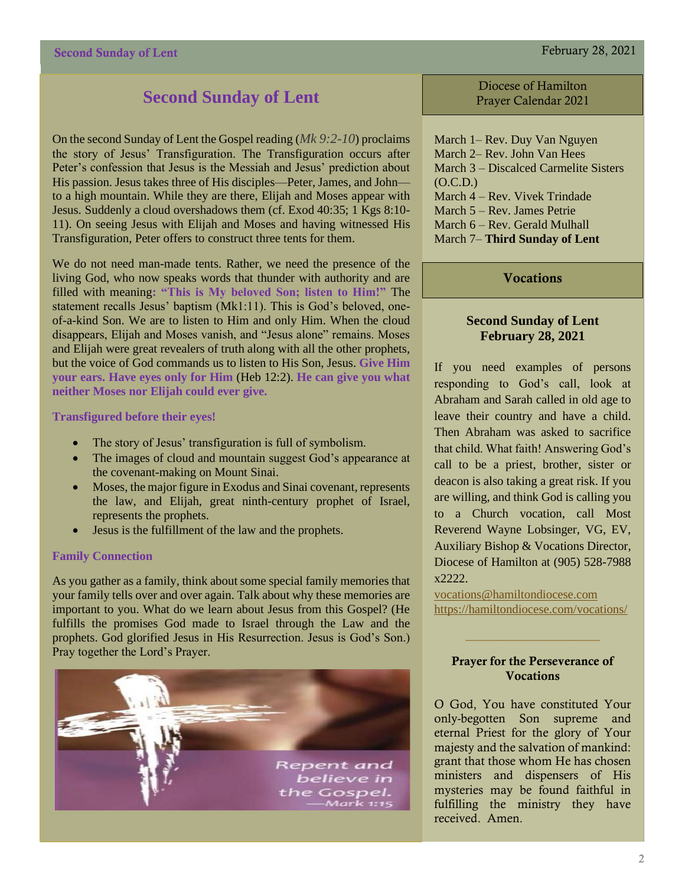# Second Sunday of Lent

On the second Sunday of Lent the Gospel reading (*Mk 9:2-10*) proclaims the story of Jesus' Transfiguration. The Transfiguration occurs after Peter's confession that Jesus is the Messiah and Jesus' prediction about His passion. Jesus takes three of His disciples—Peter, James, and John—to a high mountain. While they are there, Elijah and Moses appear with Jesus. Suddenly a cloud overshadows them (cf. Exod 40:35; 1 Kgs 8:10-11). On seeing Jesus with Elijah and Moses and having witnessed His Transfiguration, Peter offers to construct three tents for them.

We do not need man-made tents. Rather, we need the presence of the living God, who now speaks words that thunder with authority and are filled with meaning**: "This is My beloved Son; listen to Him!"** The statement recalls Jesus' baptism (Mk1:11). This is God's beloved, one-of-a-kind Son. We are to listen to Him and only Him. When the cloud disappears, Elijah and Moses vanish, and "Jesus alone" remains. Moses and Elijah were great revealers of truth along with all the other prophets, but the voice of God commands us to listen to His Son, Jesus. **Give Him your ears. Have eyes only for Him** (Heb 12:2). **He can give you what neither Moses nor Elijah could ever give.**

### Transfigured before their eyes!

- The story of Jesus' transfiguration is full of symbolism.
- The images of cloud and mountain suggest God's appearance at the covenant-making on Mount Sinai.
- Moses, the major figure in Exodus and Sinai covenant, represents the law, and Elijah, great ninth-century prophet of Israel, represents the prophets.
- Jesus is the fulfillment of the law and the prophets.

### Family Connection

As you gather as a family, think about some special family memories that your family tells over and over again. Talk about why these memories are important to you. What do we learn about Jesus from this Gospel? (He fulfills the promises God made to Israel through the Law and the prophets. God glorified Jesus in His Resurrection. Jesus is God's Son.) Pray together the Lord's Prayer.

Repent and believe in the Gospel. —Mark 1:15

## Diocese of Hamilton Prayer Calendar 2021

March 1– Rev. Duy Van Nguyen
March 2– Rev. John Van Hees
March 3 – Discalced Carmelite Sisters (O.C.D.)
March 4 – Rev. Vivek Trindade
March 5 – Rev. James Petrie
March 6 – Rev. Gerald Mulhall
March 7– **Third Sunday of Lent**

## Vocations

### Second Sunday of Lent
### February 28, 2021

If you need examples of persons responding to God's call, look at Abraham and Sarah called in old age to leave their country and have a child. Then Abraham was asked to sacrifice that child. What faith! Answering God's call to be a priest, brother, sister or deacon is also taking a great risk. If you are willing, and think God is calling you to a Church vocation, call Most Reverend Wayne Lobsinger, VG, EV, Auxiliary Bishop & Vocations Director, Diocese of Hamilton at (905) 528-7988 x2222.

vocations@hamiltondiocese.com
https://hamiltondiocese.com/vocations/

### Prayer for the Perseverance of Vocations

O God, You have constituted Your only-begotten Son supreme and eternal Priest for the glory of Your majesty and the salvation of mankind: grant that those whom He has chosen ministers and dispensers of His mysteries may be found faithful in fulfilling the ministry they have received. Amen.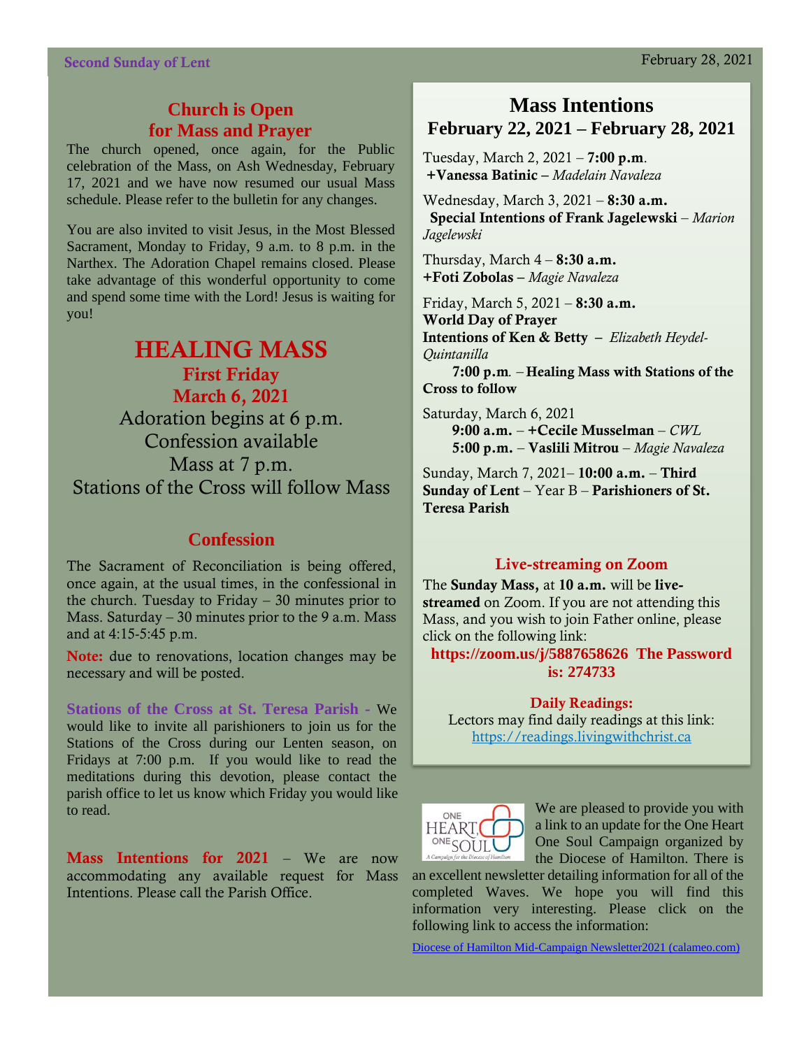## Church is Open for Mass and Prayer

The church opened, once again, for the Public celebration of the Mass, on Ash Wednesday, February 17, 2021 and we have now resumed our usual Mass schedule. Please refer to the bulletin for any changes.

You are also invited to visit Jesus, in the Most Blessed Sacrament, Monday to Friday, 9 a.m. to 8 p.m. in the Narthex. The Adoration Chapel remains closed. Please take advantage of this wonderful opportunity to come and spend some time with the Lord! Jesus is waiting for you!

# HEALING MASS

### First Friday

### March 6, 2021

Adoration begins at 6 p.m.
Confession available
Mass at 7 p.m.
Stations of the Cross will follow Mass

## Confession

The Sacrament of Reconciliation is being offered, once again, at the usual times, in the confessional in the church. Tuesday to Friday – 30 minutes prior to Mass. Saturday – 30 minutes prior to the 9 a.m. Mass and at 4:15-5:45 p.m.

**Note:** due to renovations, location changes may be necessary and will be posted.

**Stations of the Cross at St. Teresa Parish** - We would like to invite all parishioners to join us for the Stations of the Cross during our Lenten season, on Fridays at 7:00 p.m. If you would like to read the meditations during this devotion, please contact the parish office to let us know which Friday you would like to read.

**Mass Intentions for 2021** – We are now accommodating any available request for Mass Intentions. Please call the Parish Office.

## Mass Intentions
## February 22, 2021 – February 28, 2021

Tuesday, March 2, 2021 – **7:00 p.m**.
**+Vanessa Batinic –** *Madelain Navaleza*

Wednesday, March 3, 2021 – **8:30 a.m.**
**Special Intentions of Frank Jagelewski** – *Marion Jagelewski*

Thursday, March 4 – **8:30 a.m.**
**+Foti Zobolas –** *Magie Navaleza*

Friday, March 5, 2021 – **8:30 a.m.**
**World Day of Prayer**
**Intentions of Ken & Betty –** *Elizabeth Heydel-Quintanilla*
**7:00 p.m**. – **Healing Mass with Stations of the Cross to follow**

Saturday, March 6, 2021
**9:00 a.m.** – **+Cecile Musselman** – *CWL*
**5:00 p.m.** – **Vaslili Mitrou** – *Magie Navaleza*

Sunday, March 7, 2021– **10:00 a.m.** – **Third Sunday of Lent** – Year B – **Parishioners of St. Teresa Parish**

### Live-streaming on Zoom

The **Sunday Mass,** at **10 a.m.** will be **live-streamed** on Zoom. If you are not attending this Mass, and you wish to join Father online, please click on the following link:

**https://zoom.us/j/5887658626 The Password is: 274733**

### Daily Readings:

Lectors may find daily readings at this link:
https://readings.livingwithchrist.ca

We are pleased to provide you with a link to an update for the One Heart One Soul Campaign organized by the Diocese of Hamilton. There is an excellent newsletter detailing information for all of the completed Waves. We hope you will find this information very interesting. Please click on the following link to access the information:

Diocese of Hamilton Mid-Campaign Newsletter2021 (calameo.com)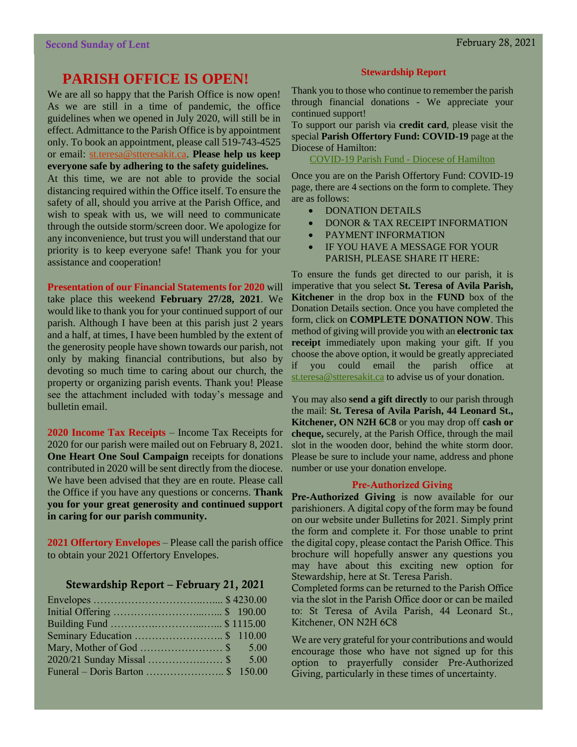# PARISH OFFICE IS OPEN!

We are all so happy that the Parish Office is now open! As we are still in a time of pandemic, the office guidelines when we opened in July 2020, will still be in effect. Admittance to the Parish Office is by appointment only. To book an appointment, please call 519-743-4525 or email: st.teresa@stteresakit.ca. **Please help us keep everyone safe by adhering to the safety guidelines.**

At this time, we are not able to provide the social distancing required within the Office itself. To ensure the safety of all, should you arrive at the Parish Office, and wish to speak with us, we will need to communicate through the outside storm/screen door. We apologize for any inconvenience, but trust you will understand that our priority is to keep everyone safe! Thank you for your assistance and cooperation!

**Presentation of our Financial Statements for 2020** will take place this weekend **February 27/28, 2021**. We would like to thank you for your continued support of our parish. Although I have been at this parish just 2 years and a half, at times, I have been humbled by the extent of the generosity people have shown towards our parish, not only by making financial contributions, but also by devoting so much time to caring about our church, the property or organizing parish events. Thank you! Please see the attachment included with today's message and bulletin email.

**2020 Income Tax Receipts** – Income Tax Receipts for 2020 for our parish were mailed out on February 8, 2021. **One Heart One Soul Campaign** receipts for donations contributed in 2020 will be sent directly from the diocese. We have been advised that they are en route. Please call the Office if you have any questions or concerns. **Thank you for your great generosity and continued support in caring for our parish community.**

**2021 Offertory Envelopes** – Please call the parish office to obtain your 2021 Offertory Envelopes.

### Stewardship Report – February 21, 2021

| | |
|---|---|
| Envelopes | $ 4230.00 |
| Initial Offering | $ 190.00 |
| Building Fund | $ 1115.00 |
| Seminary Education | $ 110.00 |
| Mary, Mother of God | $ 5.00 |
| 2020/21 Sunday Missal | $ 5.00 |
| Funeral – Doris Barton | $ 150.00 |

### Stewardship Report

Thank you to those who continue to remember the parish through financial donations - We appreciate your continued support!

To support our parish via **credit card**, please visit the special **Parish Offertory Fund: COVID-19** page at the Diocese of Hamilton:

COVID-19 Parish Fund - Diocese of Hamilton

Once you are on the Parish Offertory Fund: COVID-19 page, there are 4 sections on the form to complete. They are as follows:

- DONATION DETAILS
- DONOR & TAX RECEIPT INFORMATION
- PAYMENT INFORMATION
- IF YOU HAVE A MESSAGE FOR YOUR PARISH, PLEASE SHARE IT HERE:

To ensure the funds get directed to our parish, it is imperative that you select **St. Teresa of Avila Parish, Kitchener** in the drop box in the **FUND** box of the Donation Details section. Once you have completed the form, click on **COMPLETE DONATION NOW**. This method of giving will provide you with an **electronic tax receipt** immediately upon making your gift. If you choose the above option, it would be greatly appreciated if you could email the parish office at st.teresa@stteresakit.ca to advise us of your donation.

You may also **send a gift directly** to our parish through the mail: **St. Teresa of Avila Parish, 44 Leonard St., Kitchener, ON N2H 6C8** or you may drop off **cash or cheque,** securely, at the Parish Office, through the mail slot in the wooden door, behind the white storm door. Please be sure to include your name, address and phone number or use your donation envelope.

### Pre-Authorized Giving

**Pre-Authorized Giving** is now available for our parishioners. A digital copy of the form may be found on our website under Bulletins for 2021. Simply print the form and complete it. For those unable to print the digital copy, please contact the Parish Office. This brochure will hopefully answer any questions you may have about this exciting new option for Stewardship, here at St. Teresa Parish.

Completed forms can be returned to the Parish Office via the slot in the Parish Office door or can be mailed to: St Teresa of Avila Parish, 44 Leonard St., Kitchener, ON N2H 6C8

We are very grateful for your contributions and would encourage those who have not signed up for this option to prayerfully consider Pre-Authorized Giving, particularly in these times of uncertainty.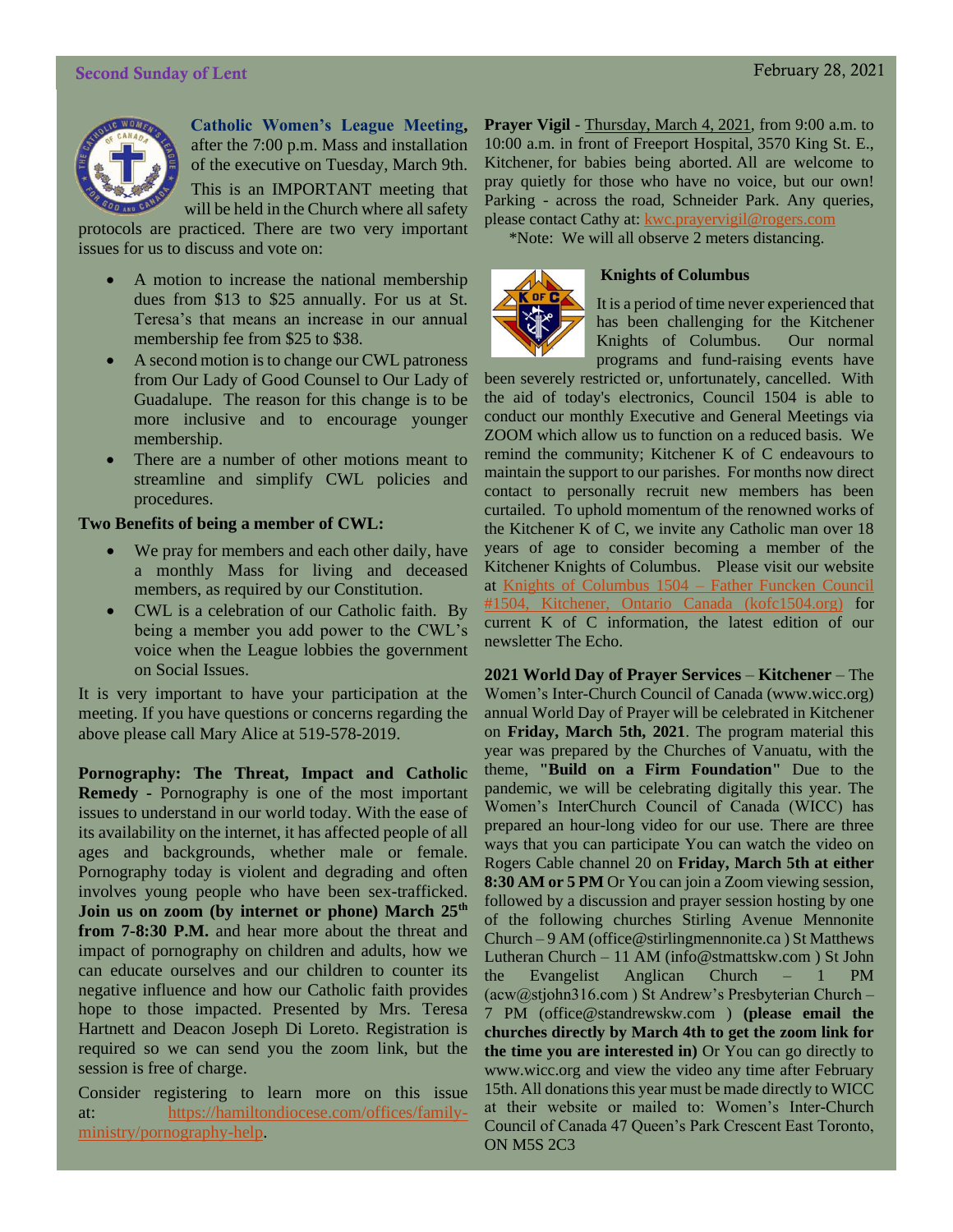**Catholic Women's League Meeting**, after the 7:00 p.m. Mass and installation of the executive on Tuesday, March 9th. This is an IMPORTANT meeting that will be held in the Church where all safety protocols are practiced. There are two very important issues for us to discuss and vote on:

- A motion to increase the national membership dues from $13 to $25 annually. For us at St. Teresa's that means an increase in our annual membership fee from $25 to $38.
- A second motion is to change our CWL patroness from Our Lady of Good Counsel to Our Lady of Guadalupe. The reason for this change is to be more inclusive and to encourage younger membership.
- There are a number of other motions meant to streamline and simplify CWL policies and procedures.

**Two Benefits of being a member of CWL:**

- We pray for members and each other daily, have a monthly Mass for living and deceased members, as required by our Constitution.
- CWL is a celebration of our Catholic faith. By being a member you add power to the CWL's voice when the League lobbies the government on Social Issues.

It is very important to have your participation at the meeting. If you have questions or concerns regarding the above please call Mary Alice at 519-578-2019.

**Pornography: The Threat, Impact and Catholic Remedy** - Pornography is one of the most important issues to understand in our world today. With the ease of its availability on the internet, it has affected people of all ages and backgrounds, whether male or female. Pornography today is violent and degrading and often involves young people who have been sex-trafficked. **Join us on zoom (by internet or phone) March 25th from 7-8:30 P.M.** and hear more about the threat and impact of pornography on children and adults, how we can educate ourselves and our children to counter its negative influence and how our Catholic faith provides hope to those impacted. Presented by Mrs. Teresa Hartnett and Deacon Joseph Di Loreto. Registration is required so we can send you the zoom link, but the session is free of charge.

Consider registering to learn more on this issue at: https://hamiltondiocese.com/offices/family-ministry/pornography-help.

**Prayer Vigil** - Thursday, March 4, 2021, from 9:00 a.m. to 10:00 a.m. in front of Freeport Hospital, 3570 King St. E., Kitchener, for babies being aborted. All are welcome to pray quietly for those who have no voice, but our own! Parking - across the road, Schneider Park. Any queries, please contact Cathy at: kwc.prayervigil@rogers.com

*Note: We will all observe 2 meters distancing.

**Knights of Columbus**

It is a period of time never experienced that has been challenging for the Kitchener Knights of Columbus. Our normal programs and fund-raising events have been severely restricted or, unfortunately, cancelled. With the aid of today's electronics, Council 1504 is able to conduct our monthly Executive and General Meetings via ZOOM which allow us to function on a reduced basis. We remind the community; Kitchener K of C endeavours to maintain the support to our parishes. For months now direct contact to personally recruit new members has been curtailed. To uphold momentum of the renowned works of the Kitchener K of C, we invite any Catholic man over 18 years of age to consider becoming a member of the Kitchener Knights of Columbus. Please visit our website at Knights of Columbus 1504 – Father Funcken Council #1504, Kitchener, Ontario Canada (kofc1504.org) for current K of C information, the latest edition of our newsletter The Echo.

**2021 World Day of Prayer Services** – **Kitchener** – The Women's Inter-Church Council of Canada (www.wicc.org) annual World Day of Prayer will be celebrated in Kitchener on **Friday, March 5th, 2021**. The program material this year was prepared by the Churches of Vanuatu, with the theme, **"Build on a Firm Foundation"** Due to the pandemic, we will be celebrating digitally this year. The Women's InterChurch Council of Canada (WICC) has prepared an hour-long video for our use. There are three ways that you can participate You can watch the video on Rogers Cable channel 20 on **Friday, March 5th at either 8:30 AM or 5 PM** Or You can join a Zoom viewing session, followed by a discussion and prayer session hosting by one of the following churches Stirling Avenue Mennonite Church – 9 AM (office@stirlingmennonite.ca ) St Matthews Lutheran Church – 11 AM (info@stmattskw.com ) St John the Evangelist Anglican Church – 1 PM (acw@stjohn316.com ) St Andrew's Presbyterian Church – 7 PM (office@standrewskw.com ) **(please email the churches directly by March 4th to get the zoom link for the time you are interested in)** Or You can go directly to www.wicc.org and view the video any time after February 15th. All donations this year must be made directly to WICC at their website or mailed to: Women's Inter-Church Council of Canada 47 Queen's Park Crescent East Toronto, ON M5S 2C3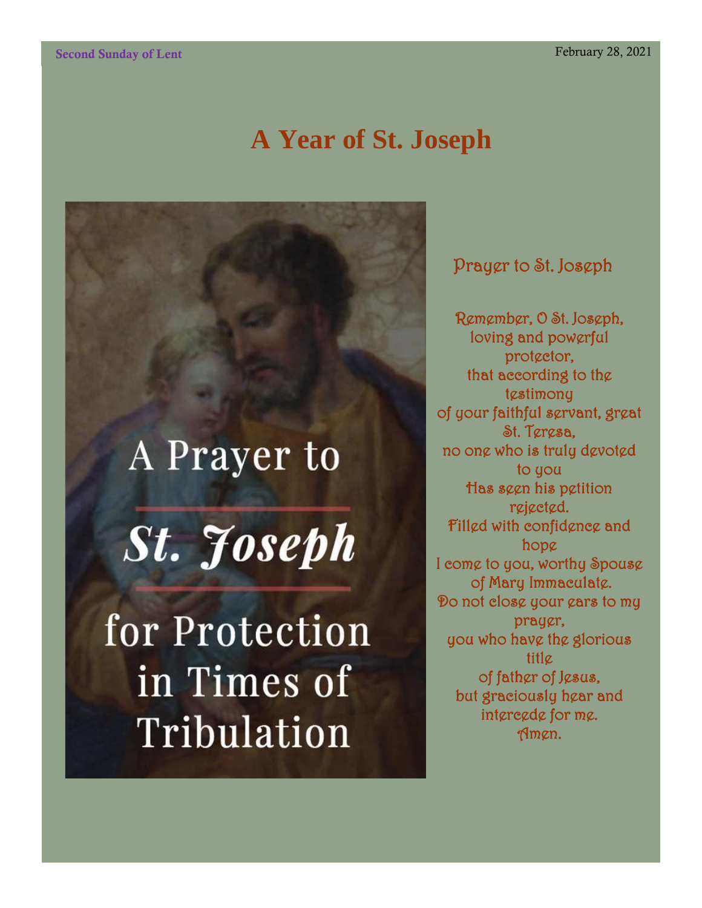# A Year of St. Joseph

A Prayer to

*St. Joseph*

for Protection in Times of Tribulation

## Prayer to St. Joseph

Remember, O St. Joseph,
loving and powerful protector,
that according to the testimony
of your faithful servant, great St. Teresa,
no one who is truly devoted to you
Has seen his petition rejected.
Filled with confidence and hope
I come to you, worthy Spouse of Mary Immaculate.
Do not close your ears to my prayer,
you who have the glorious title
of father of Jesus,
but graciously hear and intercede for me.
Amen.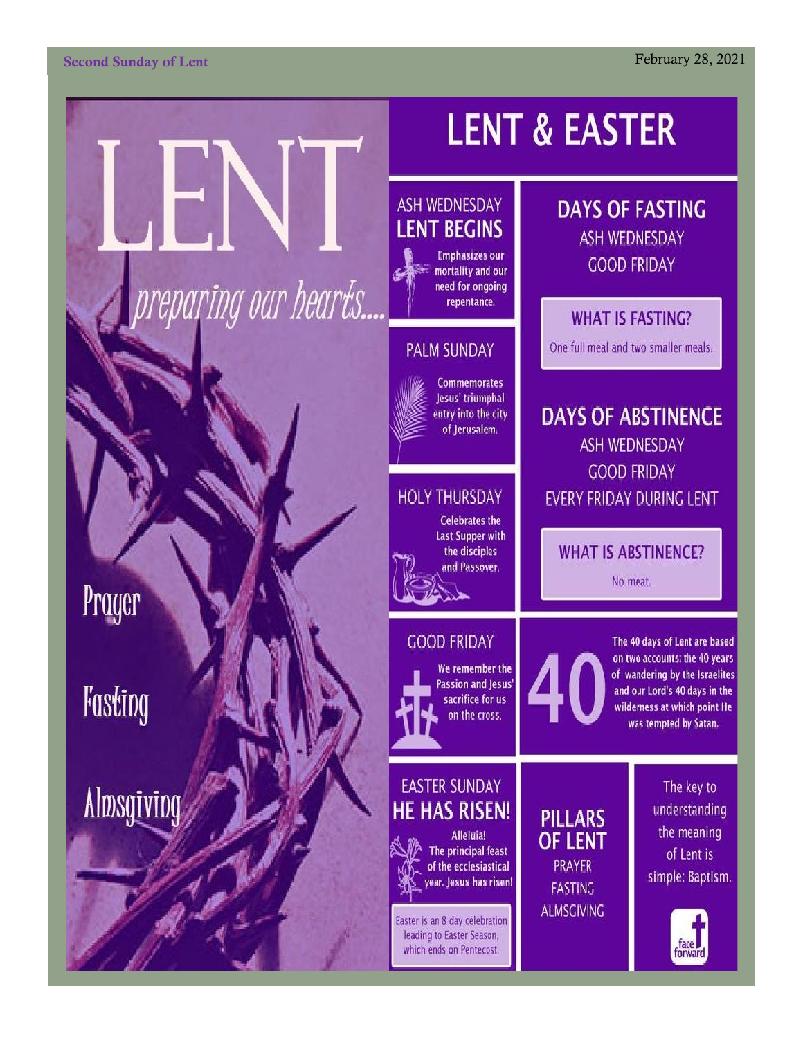# LENT

*preparing our hearts....*

Prayer

Fasting

Almsgiving

# LENT & EASTER

## ASH WEDNESDAY
## LENT BEGINS

Emphasizes our mortality and our need for ongoing repentance.

## PALM SUNDAY

Commemorates Jesus' triumphal entry into the city of Jerusalem.

## HOLY THURSDAY

Celebrates the Last Supper with the disciples and Passover.

## GOOD FRIDAY

We remember the Passion and Jesus' sacrifice for us on the cross.

## EASTER SUNDAY
## HE HAS RISEN!

Alleluia! The principal feast of the ecclesiastical year. Jesus has risen!

Easter is an 8 day celebration leading to Easter Season, which ends on Pentecost.

## DAYS OF FASTING

ASH WEDNESDAY
GOOD FRIDAY

### WHAT IS FASTING?

One full meal and two smaller meals.

## DAYS OF ABSTINENCE

ASH WEDNESDAY
GOOD FRIDAY
EVERY FRIDAY DURING LENT

### WHAT IS ABSTINENCE?

No meat.

**40**

The 40 days of Lent are based on two accounts: the 40 years of wandering by the Israelites and our Lord's 40 days in the wilderness at which point He was tempted by Satan.

## PILLARS OF LENT

PRAYER
FASTING
ALMSGIVING

The key to understanding the meaning of Lent is simple: Baptism.

face forward